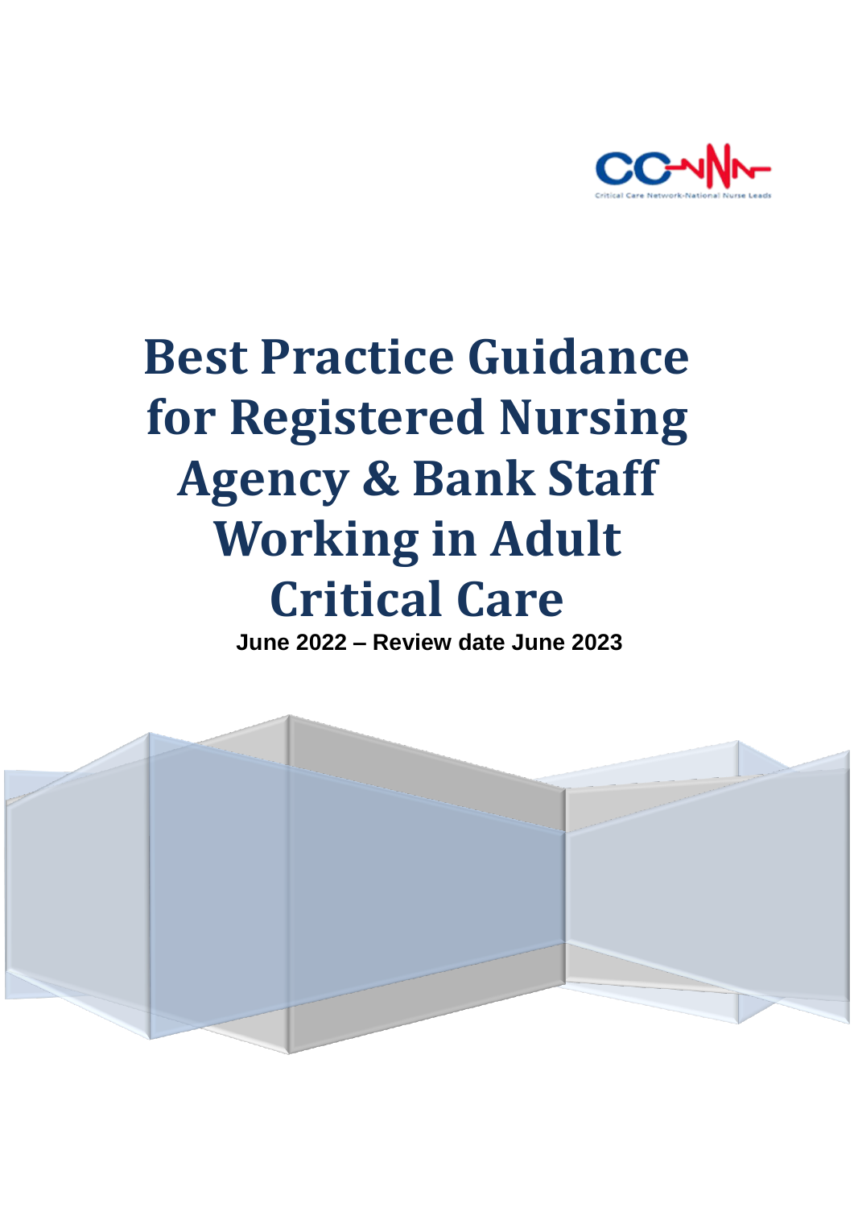# Best Practice Guidance for Registered Nursing Agency & Bank Staff Working in Adult Critical Care

**June 2022 – Review date June 2023**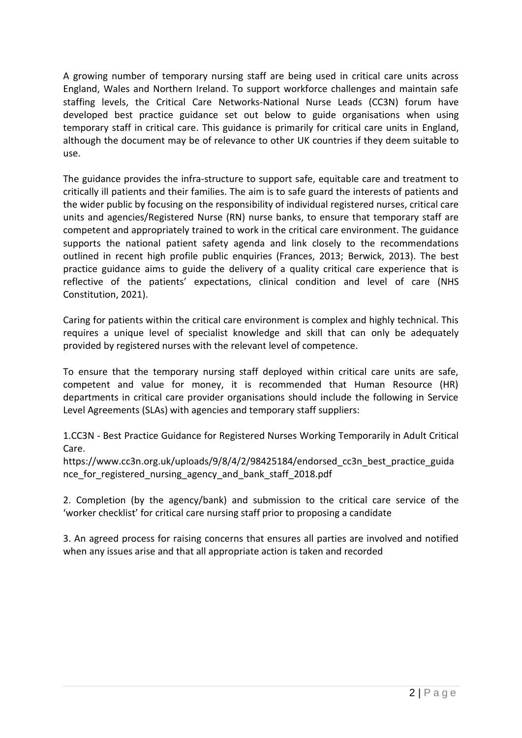A growing number of temporary nursing staff are being used in critical care units across England, Wales and Northern Ireland. To support workforce challenges and maintain safe staffing levels, the Critical Care Networks-National Nurse Leads (CC3N) forum have developed best practice guidance set out below to guide organisations when using temporary staff in critical care. This guidance is primarily for critical care units in England, although the document may be of relevance to other UK countries if they deem suitable to use.

The guidance provides the infra-structure to support safe, equitable care and treatment to critically ill patients and their families. The aim is to safe guard the interests of patients and the wider public by focusing on the responsibility of individual registered nurses, critical care units and agencies/Registered Nurse (RN) nurse banks, to ensure that temporary staff are competent and appropriately trained to work in the critical care environment. The guidance supports the national patient safety agenda and link closely to the recommendations outlined in recent high profile public enquiries (Frances, 2013; Berwick, 2013). The best practice guidance aims to guide the delivery of a quality critical care experience that is reflective of the patients' expectations, clinical condition and level of care (NHS Constitution, 2021).

Caring for patients within the critical care environment is complex and highly technical. This requires a unique level of specialist knowledge and skill that can only be adequately provided by registered nurses with the relevant level of competence.

To ensure that the temporary nursing staff deployed within critical care units are safe, competent and value for money, it is recommended that Human Resource (HR) departments in critical care provider organisations should include the following in Service Level Agreements (SLAs) with agencies and temporary staff suppliers:

1.CC3N - Best Practice Guidance for Registered Nurses Working Temporarily in Adult Critical Care.
https://www.cc3n.org.uk/uploads/9/8/4/2/98425184/endorsed_cc3n_best_practice_guidance_for_registered_nursing_agency_and_bank_staff_2018.pdf

2. Completion (by the agency/bank) and submission to the critical care service of the 'worker checklist' for critical care nursing staff prior to proposing a candidate

3. An agreed process for raising concerns that ensures all parties are involved and notified when any issues arise and that all appropriate action is taken and recorded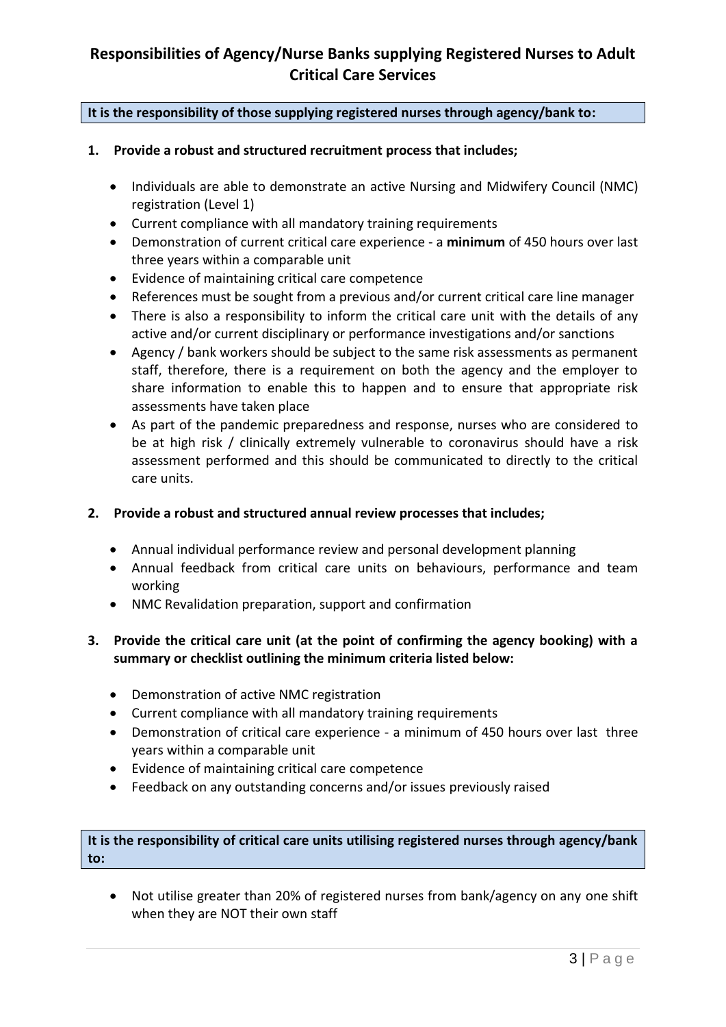# Responsibilities of Agency/Nurse Banks supplying Registered Nurses to Adult Critical Care Services

**It is the responsibility of those supplying registered nurses through agency/bank to:**

1. **Provide a robust and structured recruitment process that includes;**

   - Individuals are able to demonstrate an active Nursing and Midwifery Council (NMC) registration (Level 1)
   - Current compliance with all mandatory training requirements
   - Demonstration of current critical care experience - a **minimum** of 450 hours over last three years within a comparable unit
   - Evidence of maintaining critical care competence
   - References must be sought from a previous and/or current critical care line manager
   - There is also a responsibility to inform the critical care unit with the details of any active and/or current disciplinary or performance investigations and/or sanctions
   - Agency / bank workers should be subject to the same risk assessments as permanent staff, therefore, there is a requirement on both the agency and the employer to share information to enable this to happen and to ensure that appropriate risk assessments have taken place
   - As part of the pandemic preparedness and response, nurses who are considered to be at high risk / clinically extremely vulnerable to coronavirus should have a risk assessment performed and this should be communicated to directly to the critical care units.

2. **Provide a robust and structured annual review processes that includes;**

   - Annual individual performance review and personal development planning
   - Annual feedback from critical care units on behaviours, performance and team working
   - NMC Revalidation preparation, support and confirmation

3. **Provide the critical care unit (at the point of confirming the agency booking) with a summary or checklist outlining the minimum criteria listed below:**

   - Demonstration of active NMC registration
   - Current compliance with all mandatory training requirements
   - Demonstration of critical care experience - a minimum of 450 hours over last three years within a comparable unit
   - Evidence of maintaining critical care competence
   - Feedback on any outstanding concerns and/or issues previously raised

**It is the responsibility of critical care units utilising registered nurses through agency/bank to:**

- Not utilise greater than 20% of registered nurses from bank/agency on any one shift when they are NOT their own staff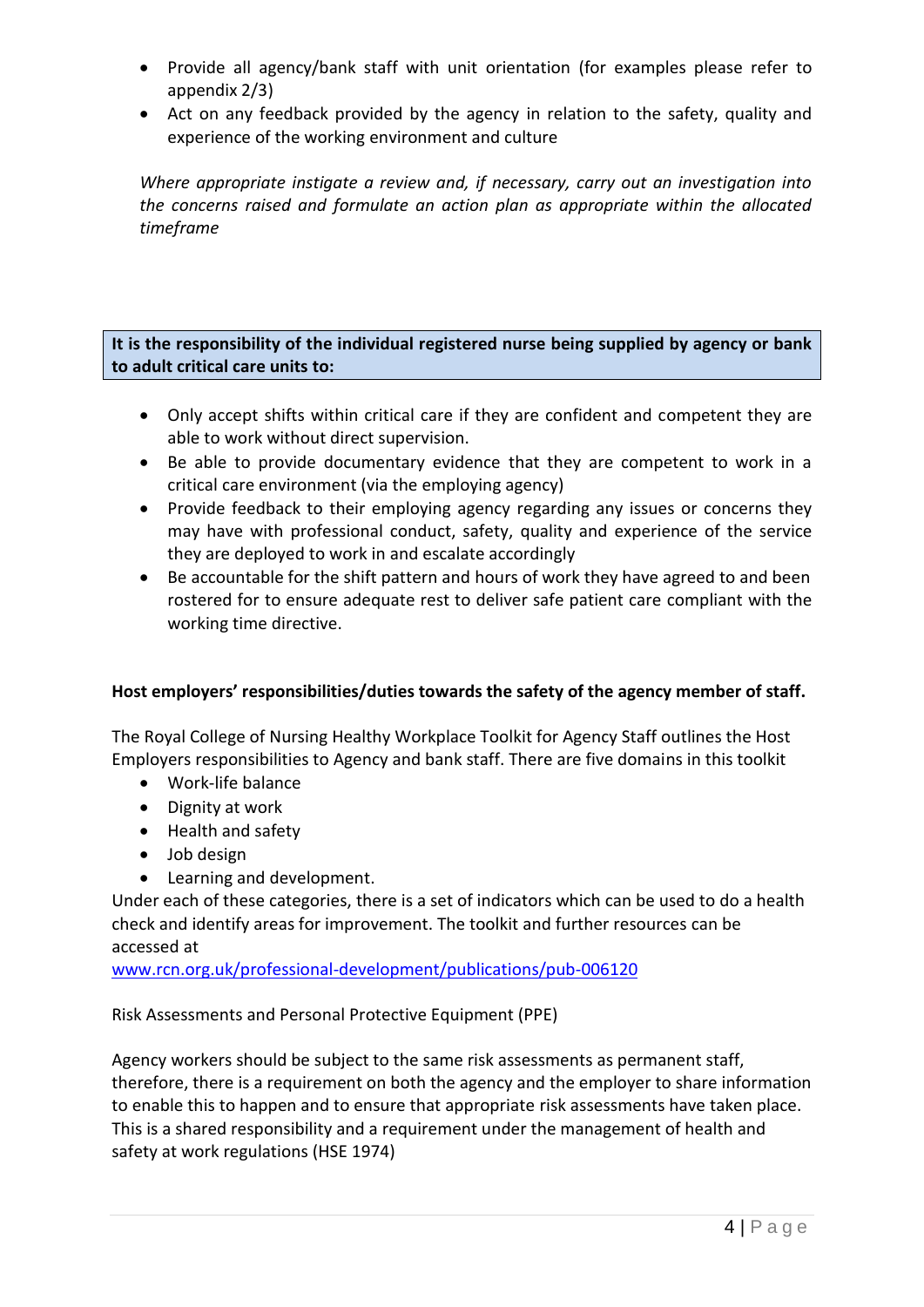- Provide all agency/bank staff with unit orientation (for examples please refer to appendix 2/3)
- Act on any feedback provided by the agency in relation to the safety, quality and experience of the working environment and culture

*Where appropriate instigate a review and, if necessary, carry out an investigation into the concerns raised and formulate an action plan as appropriate within the allocated timeframe*

**It is the responsibility of the individual registered nurse being supplied by agency or bank to adult critical care units to:**

- Only accept shifts within critical care if they are confident and competent they are able to work without direct supervision.
- Be able to provide documentary evidence that they are competent to work in a critical care environment (via the employing agency)
- Provide feedback to their employing agency regarding any issues or concerns they may have with professional conduct, safety, quality and experience of the service they are deployed to work in and escalate accordingly
- Be accountable for the shift pattern and hours of work they have agreed to and been rostered for to ensure adequate rest to deliver safe patient care compliant with the working time directive.

**Host employers' responsibilities/duties towards the safety of the agency member of staff.**

The Royal College of Nursing Healthy Workplace Toolkit for Agency Staff outlines the Host Employers responsibilities to Agency and bank staff. There are five domains in this toolkit

- Work-life balance
- Dignity at work
- Health and safety
- Job design
- Learning and development.

Under each of these categories, there is a set of indicators which can be used to do a health check and identify areas for improvement. The toolkit and further resources can be accessed at
www.rcn.org.uk/professional-development/publications/pub-006120

Risk Assessments and Personal Protective Equipment (PPE)

Agency workers should be subject to the same risk assessments as permanent staff, therefore, there is a requirement on both the agency and the employer to share information to enable this to happen and to ensure that appropriate risk assessments have taken place. This is a shared responsibility and a requirement under the management of health and safety at work regulations (HSE 1974)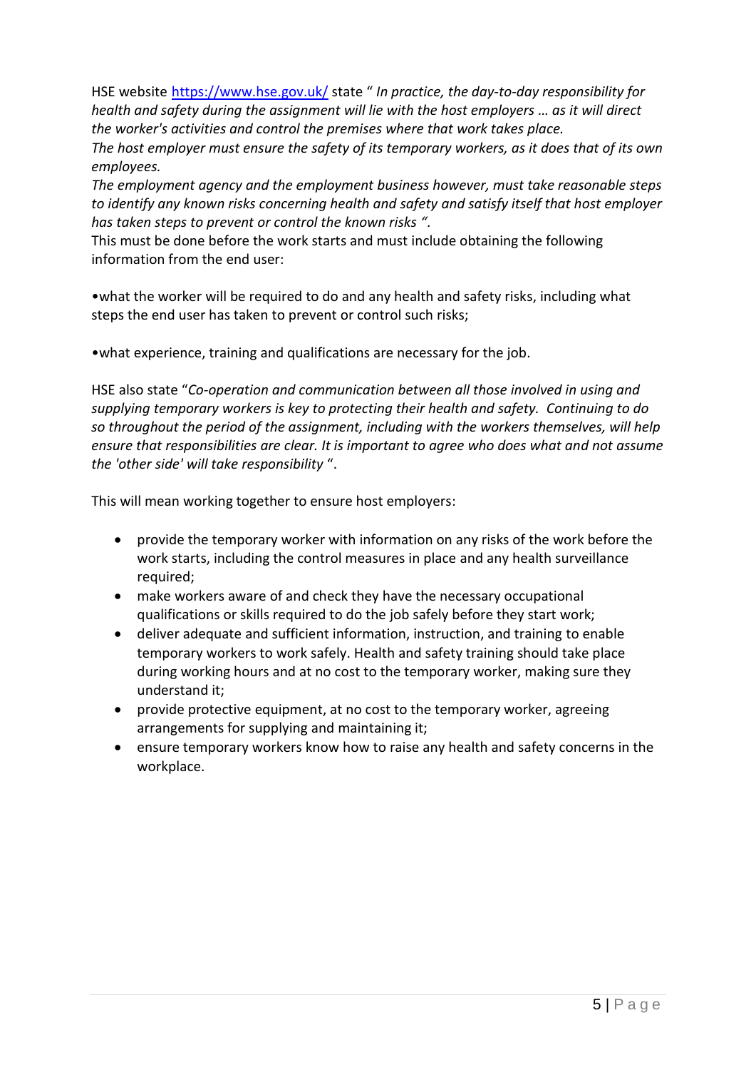HSE website [https://www.hse.gov.uk/](https://www.hse.gov.uk/) state " *In practice, the day-to-day responsibility for health and safety during the assignment will lie with the host employers … as it will direct the worker's activities and control the premises where that work takes place.*
*The host employer must ensure the safety of its temporary workers, as it does that of its own employees.*
*The employment agency and the employment business however, must take reasonable steps to identify any known risks concerning health and safety and satisfy itself that host employer has taken steps to prevent or control the known risks "*.
This must be done before the work starts and must include obtaining the following information from the end user:

•what the worker will be required to do and any health and safety risks, including what steps the end user has taken to prevent or control such risks;

•what experience, training and qualifications are necessary for the job.

HSE also state "*Co-operation and communication between all those involved in using and supplying temporary workers is key to protecting their health and safety. Continuing to do so throughout the period of the assignment, including with the workers themselves, will help ensure that responsibilities are clear. It is important to agree who does what and not assume the 'other side' will take responsibility* ".

This will mean working together to ensure host employers:

- provide the temporary worker with information on any risks of the work before the work starts, including the control measures in place and any health surveillance required;
- make workers aware of and check they have the necessary occupational qualifications or skills required to do the job safely before they start work;
- deliver adequate and sufficient information, instruction, and training to enable temporary workers to work safely. Health and safety training should take place during working hours and at no cost to the temporary worker, making sure they understand it;
- provide protective equipment, at no cost to the temporary worker, agreeing arrangements for supplying and maintaining it;
- ensure temporary workers know how to raise any health and safety concerns in the workplace.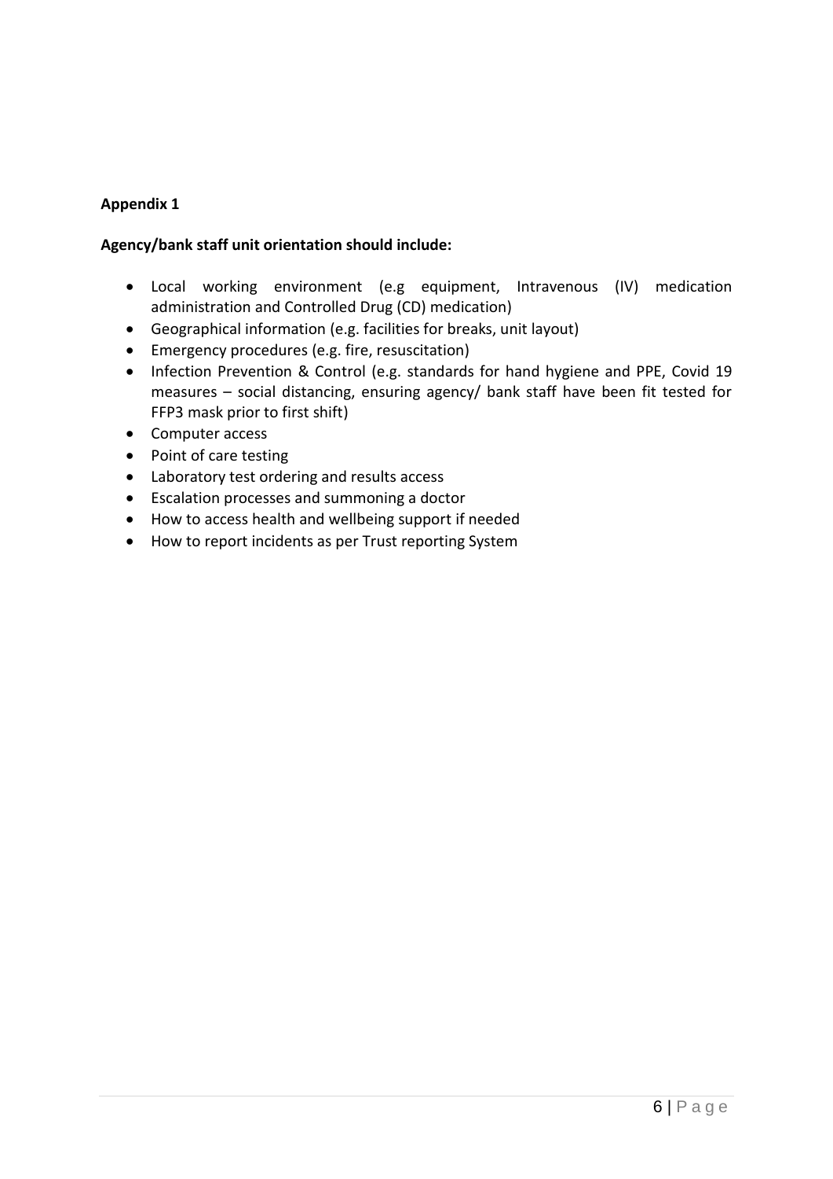**Appendix 1**

**Agency/bank staff unit orientation should include:**

- Local working environment (e.g equipment, Intravenous (IV) medication administration and Controlled Drug (CD) medication)
- Geographical information (e.g. facilities for breaks, unit layout)
- Emergency procedures (e.g. fire, resuscitation)
- Infection Prevention & Control (e.g. standards for hand hygiene and PPE, Covid 19 measures – social distancing, ensuring agency/ bank staff have been fit tested for FFP3 mask prior to first shift)
- Computer access
- Point of care testing
- Laboratory test ordering and results access
- Escalation processes and summoning a doctor
- How to access health and wellbeing support if needed
- How to report incidents as per Trust reporting System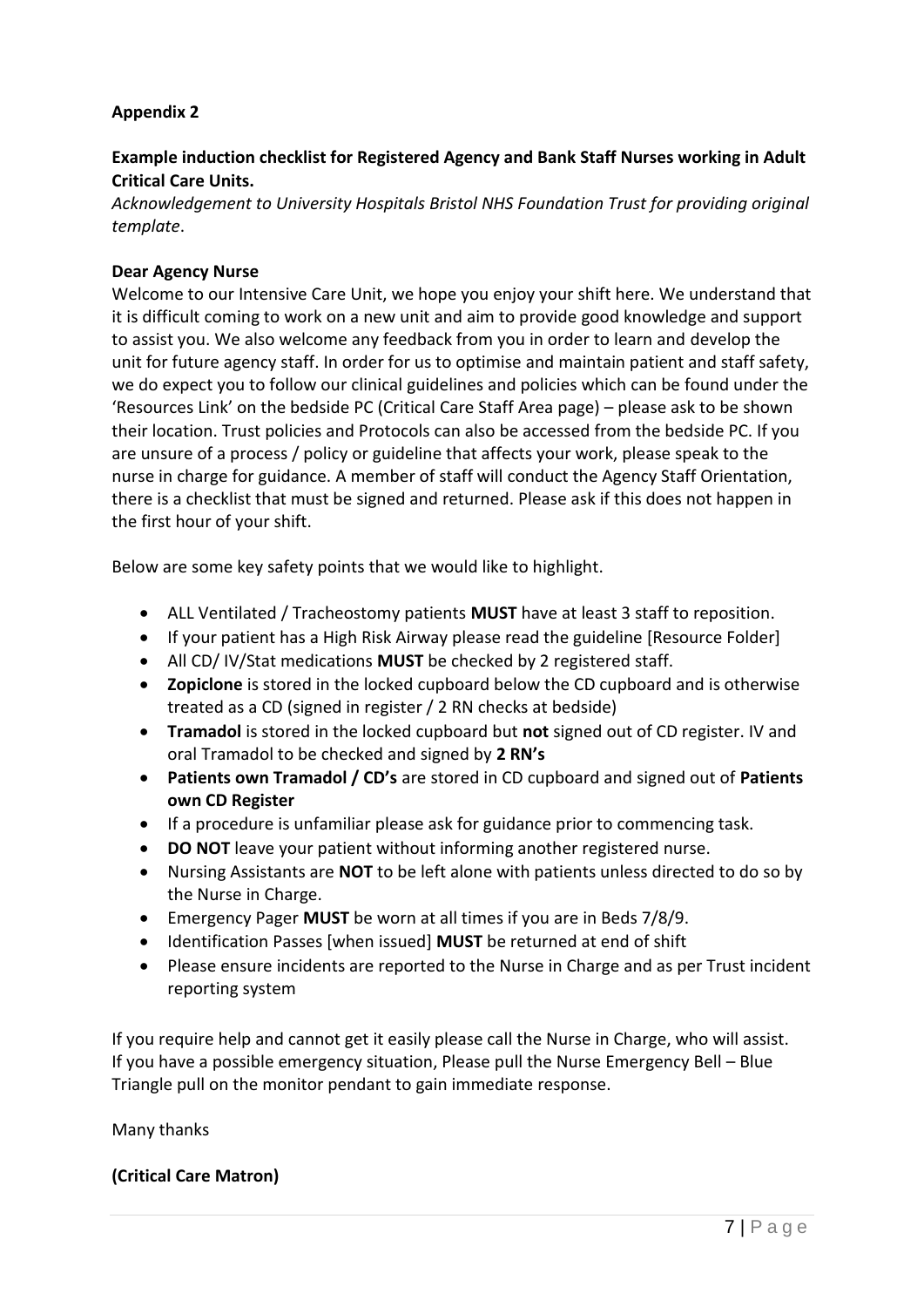**Appendix 2**

**Example induction checklist for Registered Agency and Bank Staff Nurses working in Adult Critical Care Units.**

*Acknowledgement to University Hospitals Bristol NHS Foundation Trust for providing original template*.

**Dear Agency Nurse**

Welcome to our Intensive Care Unit, we hope you enjoy your shift here. We understand that it is difficult coming to work on a new unit and aim to provide good knowledge and support to assist you. We also welcome any feedback from you in order to learn and develop the unit for future agency staff. In order for us to optimise and maintain patient and staff safety, we do expect you to follow our clinical guidelines and policies which can be found under the 'Resources Link' on the bedside PC (Critical Care Staff Area page) – please ask to be shown their location. Trust policies and Protocols can also be accessed from the bedside PC. If you are unsure of a process / policy or guideline that affects your work, please speak to the nurse in charge for guidance. A member of staff will conduct the Agency Staff Orientation, there is a checklist that must be signed and returned. Please ask if this does not happen in the first hour of your shift.

Below are some key safety points that we would like to highlight.

- ALL Ventilated / Tracheostomy patients **MUST** have at least 3 staff to reposition.
- If your patient has a High Risk Airway please read the guideline [Resource Folder]
- All CD/ IV/Stat medications **MUST** be checked by 2 registered staff.
- **Zopiclone** is stored in the locked cupboard below the CD cupboard and is otherwise treated as a CD (signed in register / 2 RN checks at bedside)
- **Tramadol** is stored in the locked cupboard but **not** signed out of CD register. IV and oral Tramadol to be checked and signed by **2 RN's**
- **Patients own Tramadol / CD's** are stored in CD cupboard and signed out of **Patients own CD Register**
- If a procedure is unfamiliar please ask for guidance prior to commencing task.
- **DO NOT** leave your patient without informing another registered nurse.
- Nursing Assistants are **NOT** to be left alone with patients unless directed to do so by the Nurse in Charge.
- Emergency Pager **MUST** be worn at all times if you are in Beds 7/8/9.
- Identification Passes [when issued] **MUST** be returned at end of shift
- Please ensure incidents are reported to the Nurse in Charge and as per Trust incident reporting system

If you require help and cannot get it easily please call the Nurse in Charge, who will assist. If you have a possible emergency situation, Please pull the Nurse Emergency Bell – Blue Triangle pull on the monitor pendant to gain immediate response.

Many thanks

**(Critical Care Matron)**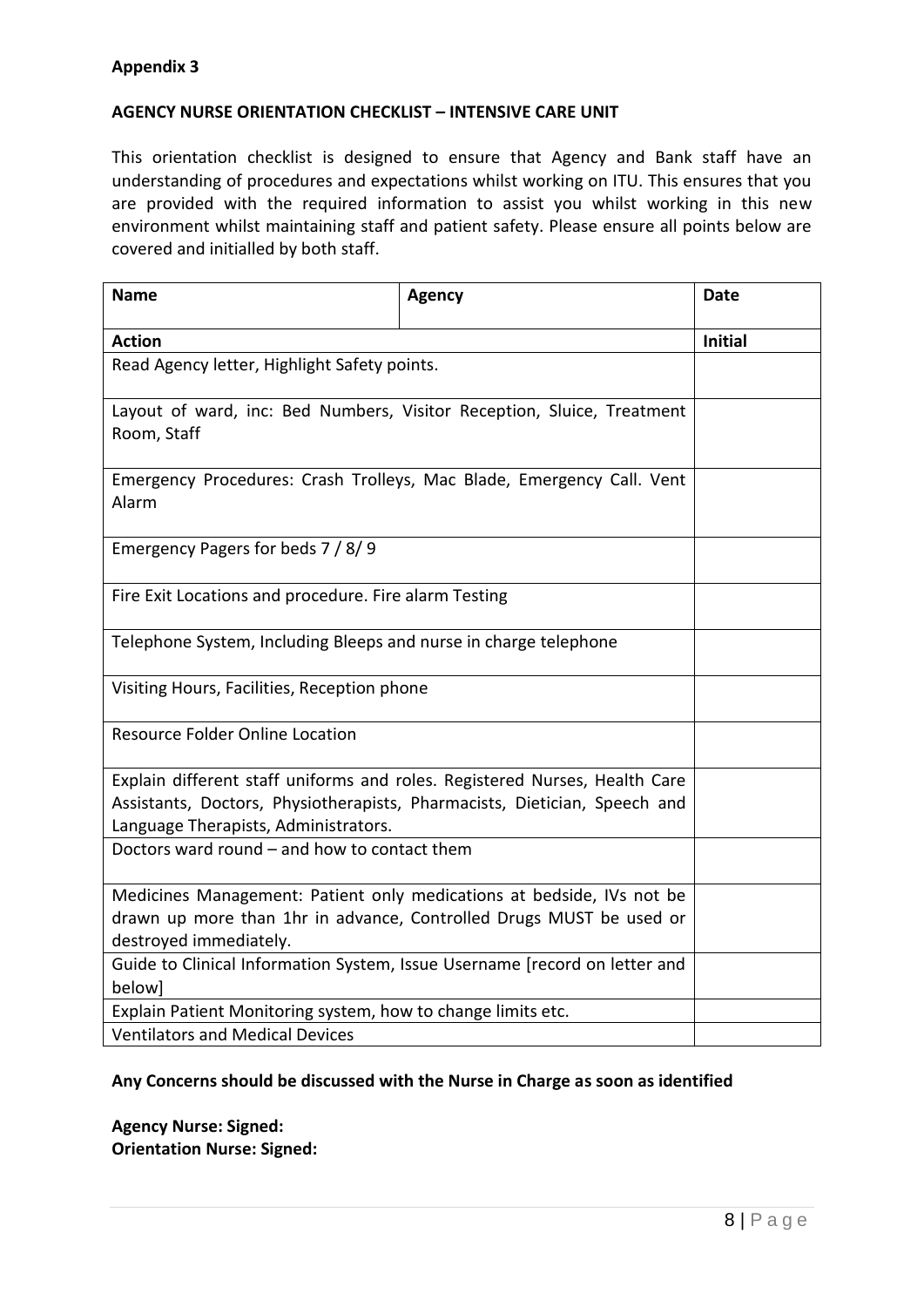**Appendix 3**

**AGENCY NURSE ORIENTATION CHECKLIST – INTENSIVE CARE UNIT**

This orientation checklist is designed to ensure that Agency and Bank staff have an understanding of procedures and expectations whilst working on ITU. This ensures that you are provided with the required information to assist you whilst working in this new environment whilst maintaining staff and patient safety. Please ensure all points below are covered and initialled by both staff.

| **Name** | **Agency** | **Date** |
|---|---|---|
| **Action** | | **Initial** |
| Read Agency letter, Highlight Safety points. | | |
| Layout of ward, inc: Bed Numbers, Visitor Reception, Sluice, Treatment Room, Staff | | |
| Emergency Procedures: Crash Trolleys, Mac Blade, Emergency Call. Vent Alarm | | |
| Emergency Pagers for beds 7 / 8/ 9 | | |
| Fire Exit Locations and procedure. Fire alarm Testing | | |
| Telephone System, Including Bleeps and nurse in charge telephone | | |
| Visiting Hours, Facilities, Reception phone | | |
| Resource Folder Online Location | | |
| Explain different staff uniforms and roles. Registered Nurses, Health Care Assistants, Doctors, Physiotherapists, Pharmacists, Dietician, Speech and Language Therapists, Administrators. | | |
| Doctors ward round – and how to contact them | | |
| Medicines Management: Patient only medications at bedside, IVs not be drawn up more than 1hr in advance, Controlled Drugs MUST be used or destroyed immediately. | | |
| Guide to Clinical Information System, Issue Username [record on letter and below] | | |
| Explain Patient Monitoring system, how to change limits etc. | | |
| Ventilators and Medical Devices | | |

**Any Concerns should be discussed with the Nurse in Charge as soon as identified**

**Agency Nurse: Signed:**
**Orientation Nurse: Signed:**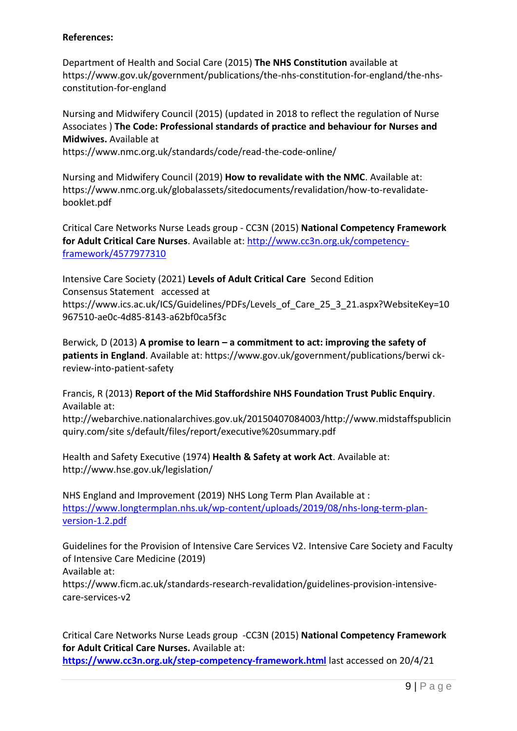**References:**

Department of Health and Social Care (2015) **The NHS Constitution** available at https://www.gov.uk/government/publications/the-nhs-constitution-for-england/the-nhs-constitution-for-england

Nursing and Midwifery Council (2015) (updated in 2018 to reflect the regulation of Nurse Associates ) **The Code: Professional standards of practice and behaviour for Nurses and Midwives.** Available at https://www.nmc.org.uk/standards/code/read-the-code-online/

Nursing and Midwifery Council (2019) **How to revalidate with the NMC**. Available at: https://www.nmc.org.uk/globalassets/sitedocuments/revalidation/how-to-revalidate-booklet.pdf

Critical Care Networks Nurse Leads group - CC3N (2015) **National Competency Framework for Adult Critical Care Nurses**. Available at: http://www.cc3n.org.uk/competency-framework/4577977310

Intensive Care Society (2021) **Levels of Adult Critical Care** Second Edition Consensus Statement accessed at https://www.ics.ac.uk/ICS/Guidelines/PDFs/Levels_of_Care_25_3_21.aspx?WebsiteKey=10967510-ae0c-4d85-8143-a62bf0ca5f3c

Berwick, D (2013) **A promise to learn – a commitment to act: improving the safety of patients in England**. Available at: https://www.gov.uk/government/publications/berwi ck-review-into-patient-safety

Francis, R (2013) **Report of the Mid Staffordshire NHS Foundation Trust Public Enquiry**. Available at: http://webarchive.nationalarchives.gov.uk/20150407084003/http://www.midstaffspublicinquiry.com/site s/default/files/report/executive%20summary.pdf

Health and Safety Executive (1974) **Health & Safety at work Act**. Available at: http://www.hse.gov.uk/legislation/

NHS England and Improvement (2019) NHS Long Term Plan Available at : https://www.longtermplan.nhs.uk/wp-content/uploads/2019/08/nhs-long-term-plan-version-1.2.pdf

Guidelines for the Provision of Intensive Care Services V2. Intensive Care Society and Faculty of Intensive Care Medicine (2019) Available at: https://www.ficm.ac.uk/standards-research-revalidation/guidelines-provision-intensive-care-services-v2

Critical Care Networks Nurse Leads group -CC3N (2015) **National Competency Framework for Adult Critical Care Nurses.** Available at: **https://www.cc3n.org.uk/step-competency-framework.html** last accessed on 20/4/21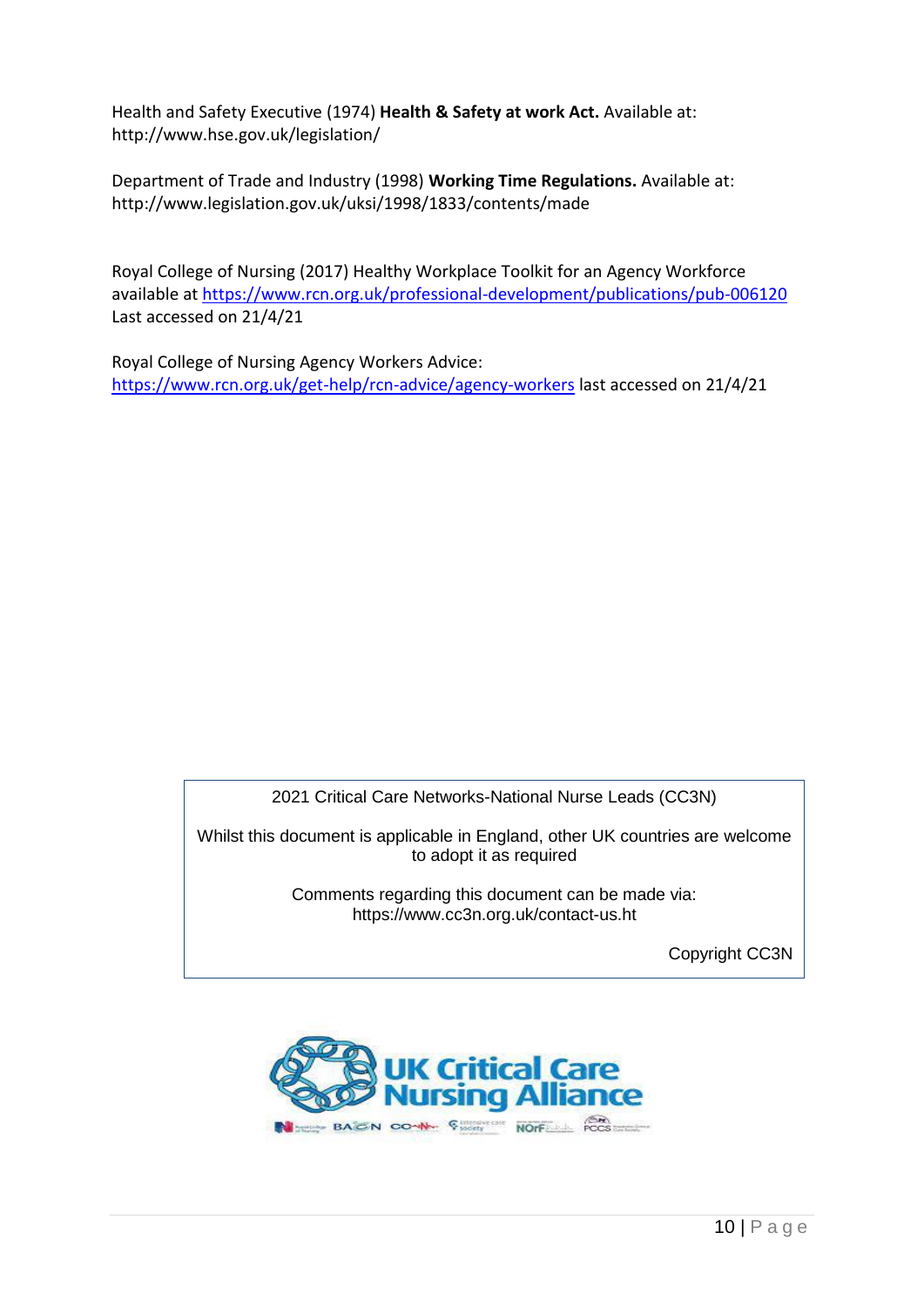Health and Safety Executive (1974) **Health & Safety at work Act.** Available at: http://www.hse.gov.uk/legislation/

Department of Trade and Industry (1998) **Working Time Regulations.** Available at: http://www.legislation.gov.uk/uksi/1998/1833/contents/made

Royal College of Nursing (2017) Healthy Workplace Toolkit for an Agency Workforce available at https://www.rcn.org.uk/professional-development/publications/pub-006120 Last accessed on 21/4/21

Royal College of Nursing Agency Workers Advice: https://www.rcn.org.uk/get-help/rcn-advice/agency-workers last accessed on 21/4/21

2021 Critical Care Networks-National Nurse Leads (CC3N)

Whilst this document is applicable in England, other UK countries are welcome to adopt it as required

Comments regarding this document can be made via: https://www.cc3n.org.uk/contact-us.ht

Copyright CC3N

UK Critical Care Nursing Alliance